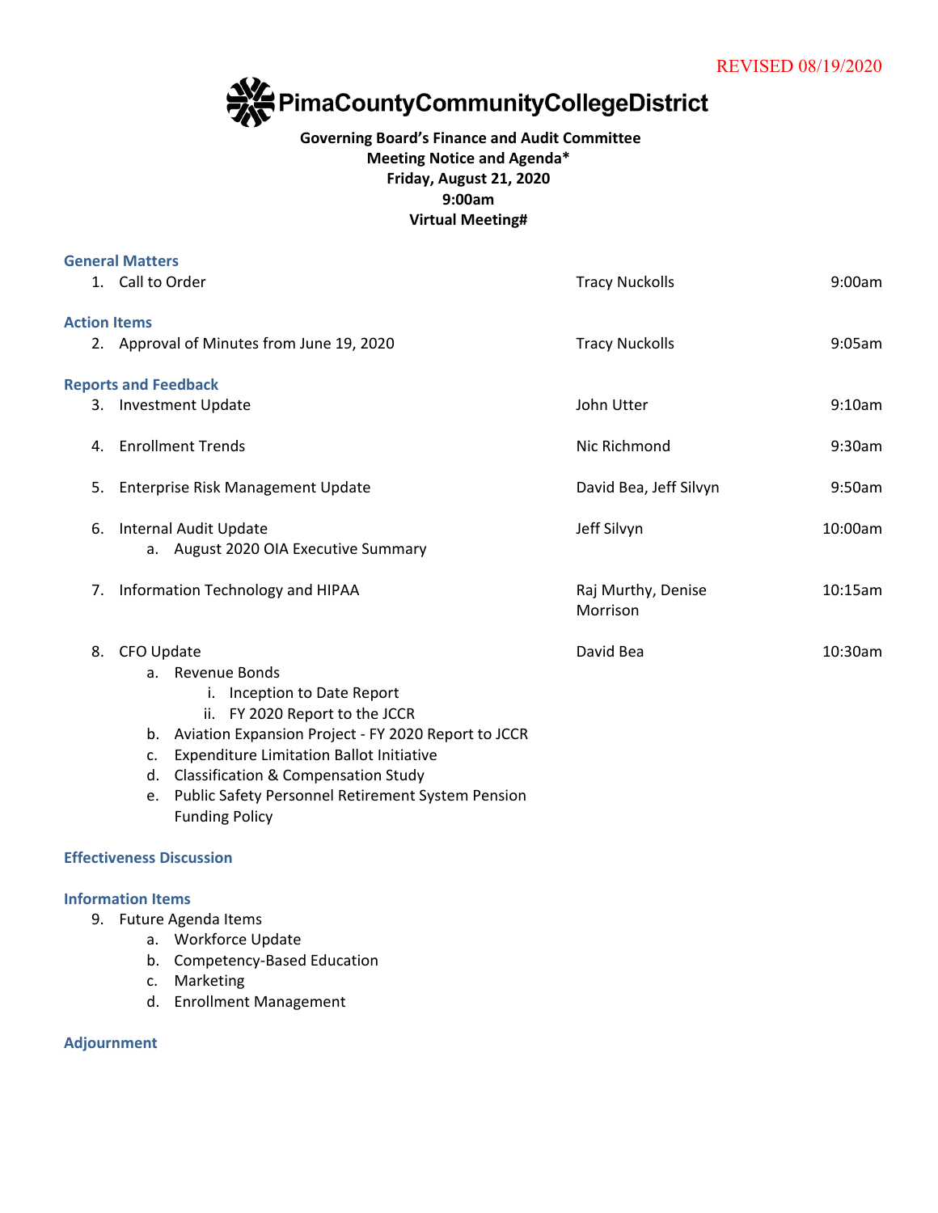REVISED 08/19/2020

# PimaCountyCommunityCollegeDistrict

**Governing Board's Finance and Audit Committee**
**Meeting Notice and Agenda***
**Friday, August 21, 2020**
**9:00am**
**Virtual Meeting#**

### General Matters

| | | |
|---|---|---|
| 1. Call to Order | Tracy Nuckolls | 9:00am |

### Action Items

| | | |
|---|---|---|
| 2. Approval of Minutes from June 19, 2020 | Tracy Nuckolls | 9:05am |

### Reports and Feedback

| | | |
|---|---|---|
| 3. Investment Update | John Utter | 9:10am |
| 4. Enrollment Trends | Nic Richmond | 9:30am |
| 5. Enterprise Risk Management Update | David Bea, Jeff Silvyn | 9:50am |
| 6. Internal Audit Update<br>a. August 2020 OIA Executive Summary | Jeff Silvyn | 10:00am |
| 7. Information Technology and HIPAA | Raj Murthy, Denise Morrison | 10:15am |
| 8. CFO Update<br>a. Revenue Bonds<br>i. Inception to Date Report<br>ii. FY 2020 Report to the JCCR<br>b. Aviation Expansion Project - FY 2020 Report to JCCR<br>c. Expenditure Limitation Ballot Initiative<br>d. Classification & Compensation Study<br>e. Public Safety Personnel Retirement System Pension Funding Policy | David Bea | 10:30am |

### Effectiveness Discussion

### Information Items

9. Future Agenda Items
   a. Workforce Update
   b. Competency-Based Education
   c. Marketing
   d. Enrollment Management

### Adjournment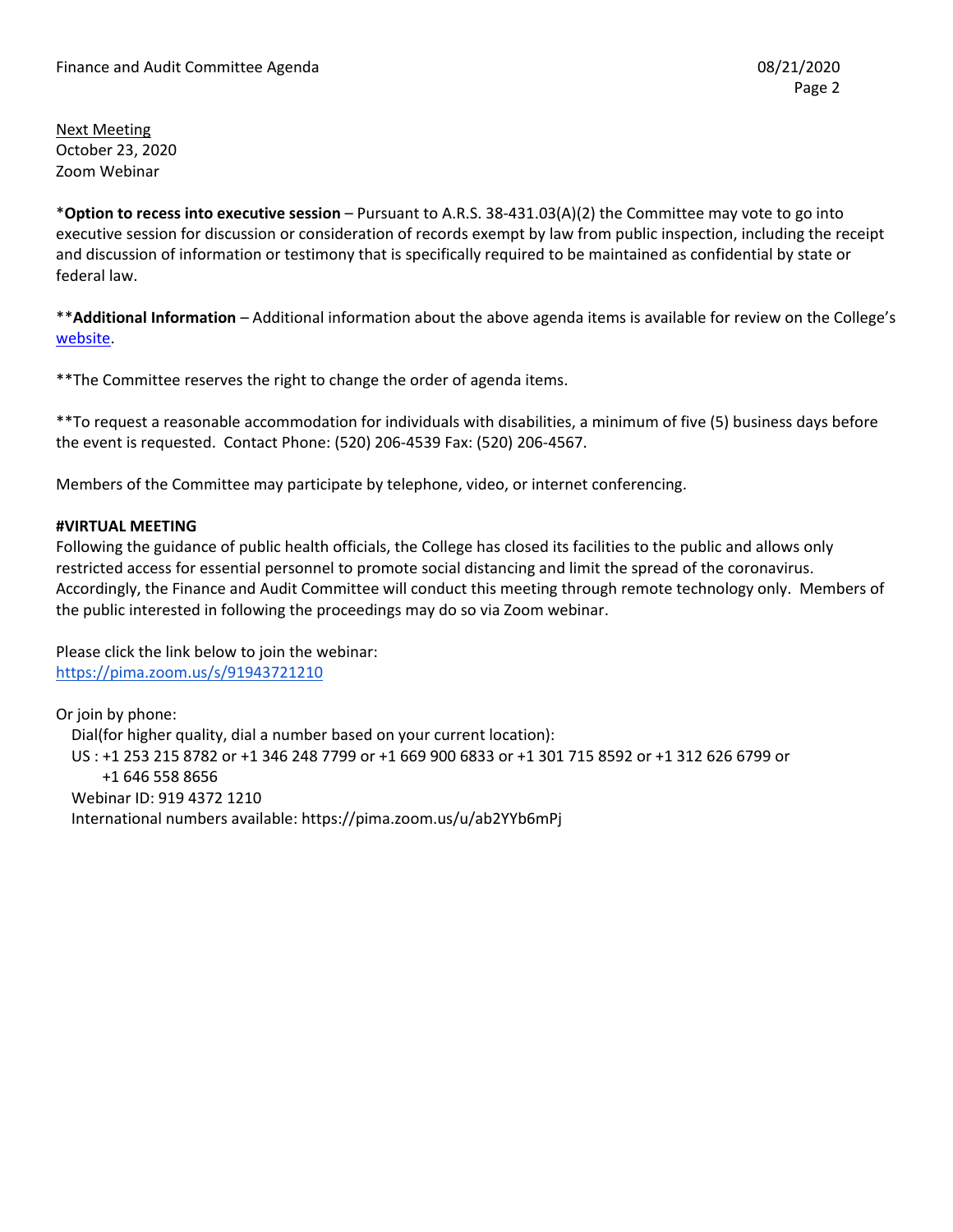<u>Next Meeting</u>
October 23, 2020
Zoom Webinar

***Option to recess into executive session** – Pursuant to A.R.S. 38-431.03(A)(2) the Committee may vote to go into executive session for discussion or consideration of records exempt by law from public inspection, including the receipt and discussion of information or testimony that is specifically required to be maintained as confidential by state or federal law.

****Additional Information** – Additional information about the above agenda items is available for review on the College's [website](website).

**The Committee reserves the right to change the order of agenda items.

**To request a reasonable accommodation for individuals with disabilities, a minimum of five (5) business days before the event is requested. Contact Phone: (520) 206-4539 Fax: (520) 206-4567.

Members of the Committee may participate by telephone, video, or internet conferencing.

**#VIRTUAL MEETING**

Following the guidance of public health officials, the College has closed its facilities to the public and allows only restricted access for essential personnel to promote social distancing and limit the spread of the coronavirus. Accordingly, the Finance and Audit Committee will conduct this meeting through remote technology only. Members of the public interested in following the proceedings may do so via Zoom webinar.

Please click the link below to join the webinar:
https://pima.zoom.us/s/91943721210

Or join by phone:
Dial(for higher quality, dial a number based on your current location):
US : +1 253 215 8782 or +1 346 248 7799 or +1 669 900 6833 or +1 301 715 8592 or +1 312 626 6799 or +1 646 558 8656
Webinar ID: 919 4372 1210
International numbers available: https://pima.zoom.us/u/ab2YYb6mPj